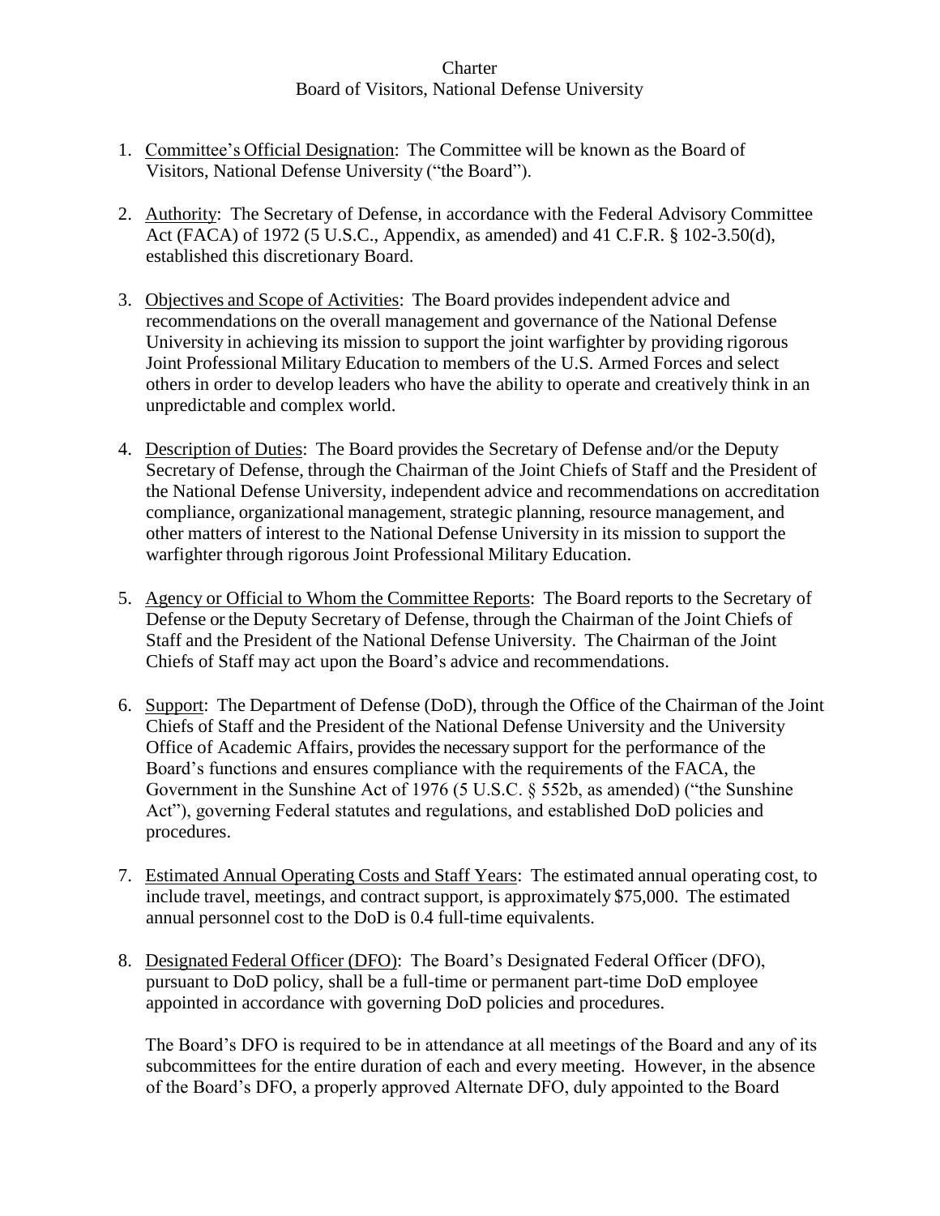# Charter
## Board of Visitors, National Defense University

1. <u>Committee's Official Designation</u>: The Committee will be known as the Board of Visitors, National Defense University ("the Board").

2. <u>Authority</u>: The Secretary of Defense, in accordance with the Federal Advisory Committee Act (FACA) of 1972 (5 U.S.C., Appendix, as amended) and 41 C.F.R. § 102-3.50(d), established this discretionary Board.

3. <u>Objectives and Scope of Activities</u>: The Board provides independent advice and recommendations on the overall management and governance of the National Defense University in achieving its mission to support the joint warfighter by providing rigorous Joint Professional Military Education to members of the U.S. Armed Forces and select others in order to develop leaders who have the ability to operate and creatively think in an unpredictable and complex world.

4. <u>Description of Duties</u>: The Board provides the Secretary of Defense and/or the Deputy Secretary of Defense, through the Chairman of the Joint Chiefs of Staff and the President of the National Defense University, independent advice and recommendations on accreditation compliance, organizational management, strategic planning, resource management, and other matters of interest to the National Defense University in its mission to support the warfighter through rigorous Joint Professional Military Education.

5. <u>Agency or Official to Whom the Committee Reports</u>: The Board reports to the Secretary of Defense or the Deputy Secretary of Defense, through the Chairman of the Joint Chiefs of Staff and the President of the National Defense University. The Chairman of the Joint Chiefs of Staff may act upon the Board's advice and recommendations.

6. <u>Support</u>: The Department of Defense (DoD), through the Office of the Chairman of the Joint Chiefs of Staff and the President of the National Defense University and the University Office of Academic Affairs, provides the necessary support for the performance of the Board's functions and ensures compliance with the requirements of the FACA, the Government in the Sunshine Act of 1976 (5 U.S.C. § 552b, as amended) ("the Sunshine Act"), governing Federal statutes and regulations, and established DoD policies and procedures.

7. <u>Estimated Annual Operating Costs and Staff Years</u>: The estimated annual operating cost, to include travel, meetings, and contract support, is approximately $75,000. The estimated annual personnel cost to the DoD is 0.4 full-time equivalents.

8. <u>Designated Federal Officer (DFO)</u>: The Board's Designated Federal Officer (DFO), pursuant to DoD policy, shall be a full-time or permanent part-time DoD employee appointed in accordance with governing DoD policies and procedures.

   The Board's DFO is required to be in attendance at all meetings of the Board and any of its subcommittees for the entire duration of each and every meeting. However, in the absence of the Board's DFO, a properly approved Alternate DFO, duly appointed to the Board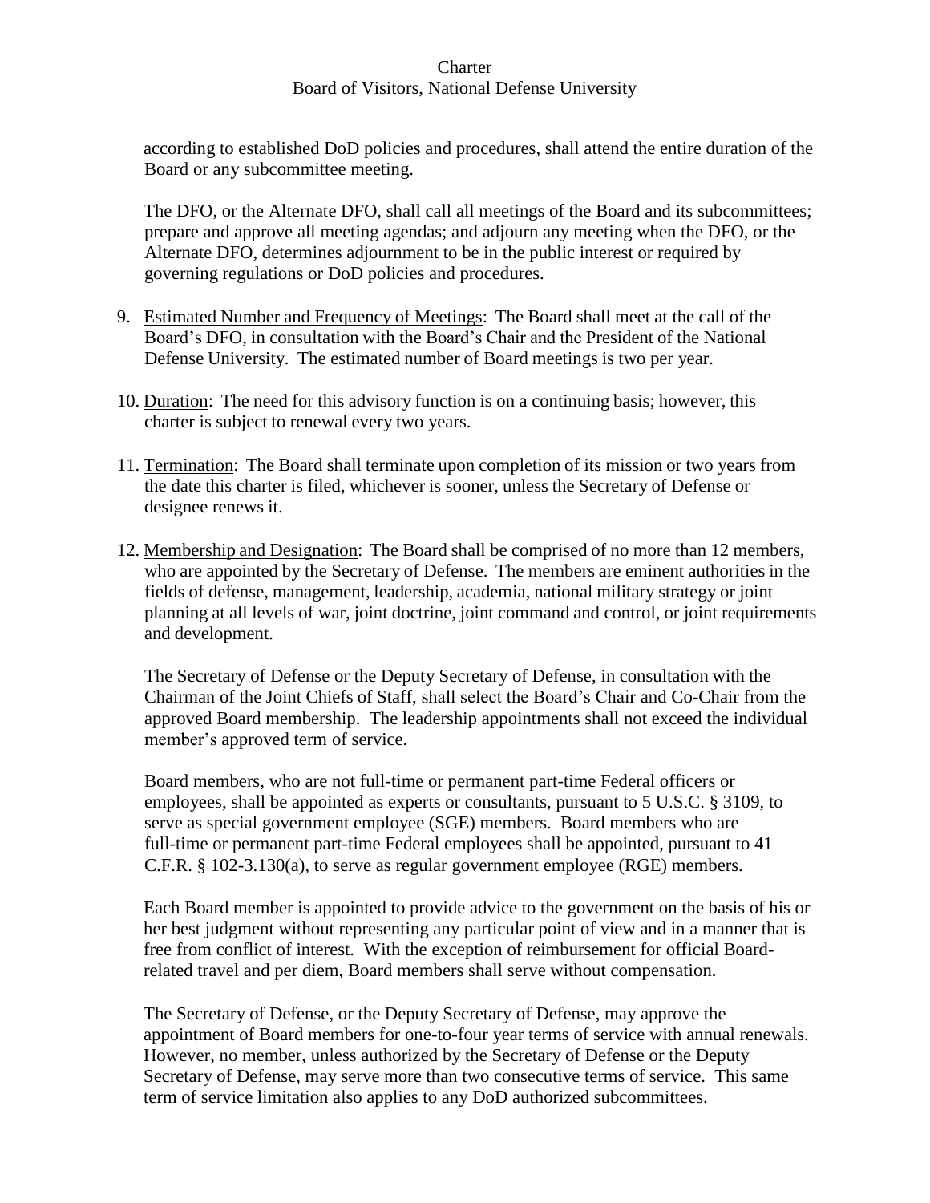according to established DoD policies and procedures, shall attend the entire duration of the Board or any subcommittee meeting.

The DFO, or the Alternate DFO, shall call all meetings of the Board and its subcommittees; prepare and approve all meeting agendas; and adjourn any meeting when the DFO, or the Alternate DFO, determines adjournment to be in the public interest or required by governing regulations or DoD policies and procedures.

9. Estimated Number and Frequency of Meetings: The Board shall meet at the call of the Board's DFO, in consultation with the Board's Chair and the President of the National Defense University. The estimated number of Board meetings is two per year.

10. Duration: The need for this advisory function is on a continuing basis; however, this charter is subject to renewal every two years.

11. Termination: The Board shall terminate upon completion of its mission or two years from the date this charter is filed, whichever is sooner, unless the Secretary of Defense or designee renews it.

12. Membership and Designation: The Board shall be comprised of no more than 12 members, who are appointed by the Secretary of Defense. The members are eminent authorities in the fields of defense, management, leadership, academia, national military strategy or joint planning at all levels of war, joint doctrine, joint command and control, or joint requirements and development.

    The Secretary of Defense or the Deputy Secretary of Defense, in consultation with the Chairman of the Joint Chiefs of Staff, shall select the Board's Chair and Co-Chair from the approved Board membership. The leadership appointments shall not exceed the individual member's approved term of service.

    Board members, who are not full-time or permanent part-time Federal officers or employees, shall be appointed as experts or consultants, pursuant to 5 U.S.C. § 3109, to serve as special government employee (SGE) members. Board members who are full-time or permanent part-time Federal employees shall be appointed, pursuant to 41 C.F.R. § 102-3.130(a), to serve as regular government employee (RGE) members.

    Each Board member is appointed to provide advice to the government on the basis of his or her best judgment without representing any particular point of view and in a manner that is free from conflict of interest. With the exception of reimbursement for official Board-related travel and per diem, Board members shall serve without compensation.

    The Secretary of Defense, or the Deputy Secretary of Defense, may approve the appointment of Board members for one-to-four year terms of service with annual renewals. However, no member, unless authorized by the Secretary of Defense or the Deputy Secretary of Defense, may serve more than two consecutive terms of service. This same term of service limitation also applies to any DoD authorized subcommittees.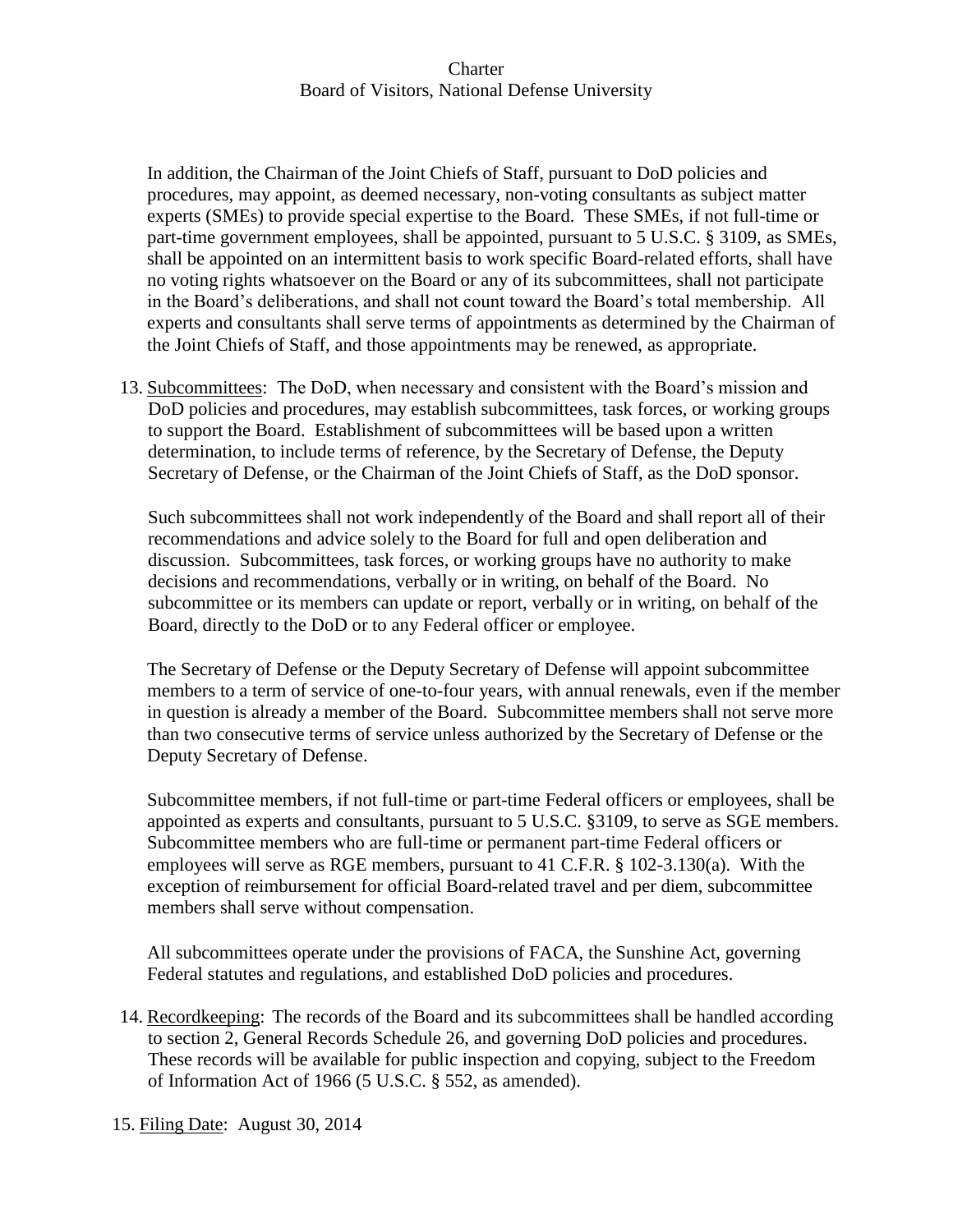In addition, the Chairman of the Joint Chiefs of Staff, pursuant to DoD policies and procedures, may appoint, as deemed necessary, non-voting consultants as subject matter experts (SMEs) to provide special expertise to the Board. These SMEs, if not full-time or part-time government employees, shall be appointed, pursuant to 5 U.S.C. § 3109, as SMEs, shall be appointed on an intermittent basis to work specific Board-related efforts, shall have no voting rights whatsoever on the Board or any of its subcommittees, shall not participate in the Board's deliberations, and shall not count toward the Board's total membership. All experts and consultants shall serve terms of appointments as determined by the Chairman of the Joint Chiefs of Staff, and those appointments may be renewed, as appropriate.

13. Subcommittees: The DoD, when necessary and consistent with the Board's mission and DoD policies and procedures, may establish subcommittees, task forces, or working groups to support the Board. Establishment of subcommittees will be based upon a written determination, to include terms of reference, by the Secretary of Defense, the Deputy Secretary of Defense, or the Chairman of the Joint Chiefs of Staff, as the DoD sponsor.

    Such subcommittees shall not work independently of the Board and shall report all of their recommendations and advice solely to the Board for full and open deliberation and discussion. Subcommittees, task forces, or working groups have no authority to make decisions and recommendations, verbally or in writing, on behalf of the Board. No subcommittee or its members can update or report, verbally or in writing, on behalf of the Board, directly to the DoD or to any Federal officer or employee.

    The Secretary of Defense or the Deputy Secretary of Defense will appoint subcommittee members to a term of service of one-to-four years, with annual renewals, even if the member in question is already a member of the Board. Subcommittee members shall not serve more than two consecutive terms of service unless authorized by the Secretary of Defense or the Deputy Secretary of Defense.

    Subcommittee members, if not full-time or part-time Federal officers or employees, shall be appointed as experts and consultants, pursuant to 5 U.S.C. §3109, to serve as SGE members. Subcommittee members who are full-time or permanent part-time Federal officers or employees will serve as RGE members, pursuant to 41 C.F.R. § 102-3.130(a). With the exception of reimbursement for official Board-related travel and per diem, subcommittee members shall serve without compensation.

    All subcommittees operate under the provisions of FACA, the Sunshine Act, governing Federal statutes and regulations, and established DoD policies and procedures.

14. Recordkeeping: The records of the Board and its subcommittees shall be handled according to section 2, General Records Schedule 26, and governing DoD policies and procedures. These records will be available for public inspection and copying, subject to the Freedom of Information Act of 1966 (5 U.S.C. § 552, as amended).

15. Filing Date: August 30, 2014